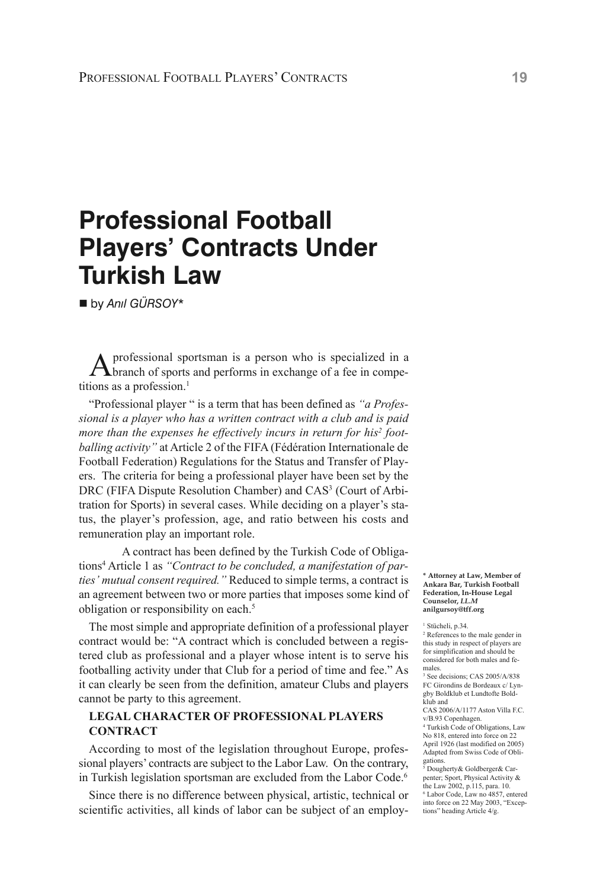# Professional Football Players' Contracts Under Turkish Law

■ by *Anıl GÜRSOY**

A professional sportsman is a person who is specialized in a branch of sports and performs in exchange of a fee in competitions as a profession.[1]

"Professional player " is a term that has been defined as *"a Professional is a player who has a written contract with a club and is paid more than the expenses he effectively incurs in return for his[2] footballing activity"* at Article 2 of the FIFA (Fédération Internationale de Football Federation) Regulations for the Status and Transfer of Players. The criteria for being a professional player have been set by the DRC (FIFA Dispute Resolution Chamber) and CAS[3] (Court of Arbitration for Sports) in several cases. While deciding on a player's status, the player's profession, age, and ratio between his costs and remuneration play an important role.

A contract has been defined by the Turkish Code of Obligations[4] Article 1 as *"Contract to be concluded, a manifestation of parties' mutual consent required."* Reduced to simple terms, a contract is an agreement between two or more parties that imposes some kind of obligation or responsibility on each.[5]

The most simple and appropriate definition of a professional player contract would be: "A contract which is concluded between a registered club as professional and a player whose intent is to serve his footballing activity under that Club for a period of time and fee." As it can clearly be seen from the definition, amateur Clubs and players cannot be party to this agreement.

**LEGAL CHARACTER OF PROFESSIONAL PLAYERS CONTRACT**

According to most of the legislation throughout Europe, professional players' contracts are subject to the Labor Law. On the contrary, in Turkish legislation sportsman are excluded from the Labor Code.[6]

Since there is no difference between physical, artistic, technical or scientific activities, all kinds of labor can be subject of an employ-

---

\* **Attorney at Law, Member of Ankara Bar, Turkish Football Federation, In-House Legal Counselor, *LL.M* anilgursoy@tff.org**

[1] Stücheli, p.34.

[2] References to the male gender in this study in respect of players are for simplification and should be considered for both males and females.

[3] See decisions; CAS 2005/A/838 FC Girondins de Bordeaux c/ Lyngby Boldklub et Lundtofte Boldklub and CAS 2006/A/1177 Aston Villa F.C. v/B.93 Copenhagen.

[4] Turkish Code of Obligations, Law No 818, entered into force on 22 April 1926 (last modified on 2005) Adapted from Swiss Code of Obligations.

[5] Dougherty& Goldberger& Carpenter; Sport, Physical Activity & the Law 2002, p.115, para. 10.

[6] Labor Code, Law no 4857, entered into force on 22 May 2003, "Exceptions" heading Article 4/g.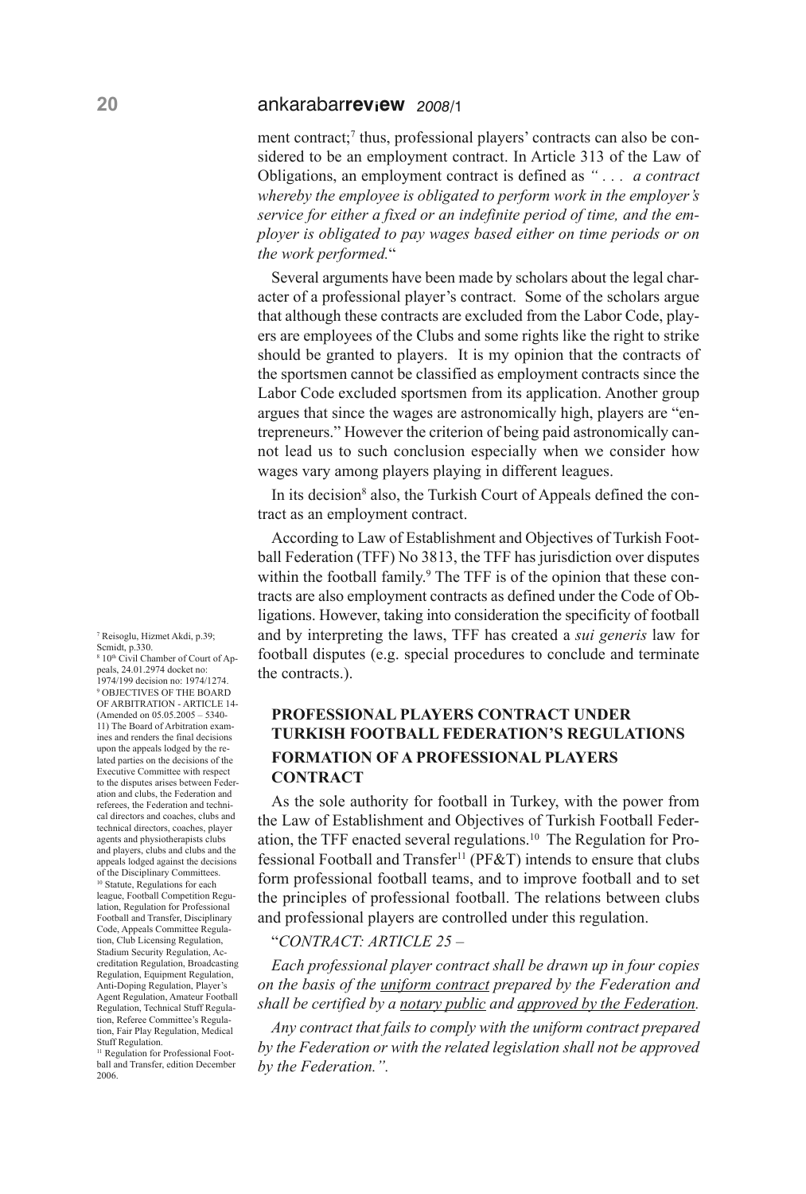ment contract;[7] thus, professional players' contracts can also be considered to be an employment contract. In Article 313 of the Law of Obligations, an employment contract is defined as *" . . . a contract whereby the employee is obligated to perform work in the employer's service for either a fixed or an indefinite period of time, and the employer is obligated to pay wages based either on time periods or on the work performed.*"

Several arguments have been made by scholars about the legal character of a professional player's contract. Some of the scholars argue that although these contracts are excluded from the Labor Code, players are employees of the Clubs and some rights like the right to strike should be granted to players. It is my opinion that the contracts of the sportsmen cannot be classified as employment contracts since the Labor Code excluded sportsmen from its application. Another group argues that since the wages are astronomically high, players are "entrepreneurs." However the criterion of being paid astronomically cannot lead us to such conclusion especially when we consider how wages vary among players playing in different leagues.

In its decision[8] also, the Turkish Court of Appeals defined the contract as an employment contract.

According to Law of Establishment and Objectives of Turkish Football Federation (TFF) No 3813, the TFF has jurisdiction over disputes within the football family.[9] The TFF is of the opinion that these contracts are also employment contracts as defined under the Code of Obligations. However, taking into consideration the specificity of football and by interpreting the laws, TFF has created a *sui generis* law for football disputes (e.g. special procedures to conclude and terminate the contracts.).

## PROFESSIONAL PLAYERS CONTRACT UNDER TURKISH FOOTBALL FEDERATION'S REGULATIONS

### FORMATION OF A PROFESSIONAL PLAYERS CONTRACT

As the sole authority for football in Turkey, with the power from the Law of Establishment and Objectives of Turkish Football Federation, the TFF enacted several regulations.[10] The Regulation for Professional Football and Transfer[11] (PF&T) intends to ensure that clubs form professional football teams, and to improve football and to set the principles of professional football. The relations between clubs and professional players are controlled under this regulation.

"*CONTRACT: ARTICLE 25 –*

*Each professional player contract shall be drawn up in four copies on the basis of the <u>uniform contract</u> prepared by the Federation and shall be certified by a <u>notary public</u> and <u>approved by the Federation</u>.*

*Any contract that fails to comply with the uniform contract prepared by the Federation or with the related legislation shall not be approved by the Federation.".*

---

[7] Reisoglu, Hizmet Akdi, p.39; Scmidt, p.330.

[8] 10th Civil Chamber of Court of Appeals, 24.01.2974 docket no: 1974/199 decision no: 1974/1274.

[9] OBJECTIVES OF THE BOARD OF ARBITRATION - ARTICLE 14- (Amended on 05.05.2005 – 5340-11) The Board of Arbitration examines and renders the final decisions upon the appeals lodged by the related parties on the decisions of the Executive Committee with respect to the disputes arises between Federation and clubs, the Federation and referees, the Federation and technical directors and coaches, clubs and technical directors, coaches, player agents and physiotherapists clubs and players, clubs and clubs and the appeals lodged against the decisions of the Disciplinary Committees.

[10] Statute, Regulations for each league, Football Competition Regulation, Regulation for Professional Football and Transfer, Disciplinary Code, Appeals Committee Regulation, Club Licensing Regulation, Stadium Security Regulation, Accreditation Regulation, Broadcasting Regulation, Equipment Regulation, Anti-Doping Regulation, Player's Agent Regulation, Amateur Football Regulation, Technical Stuff Regulation, Referee Committee's Regulation, Fair Play Regulation, Medical Stuff Regulation.

[11] Regulation for Professional Football and Transfer, edition December 2006.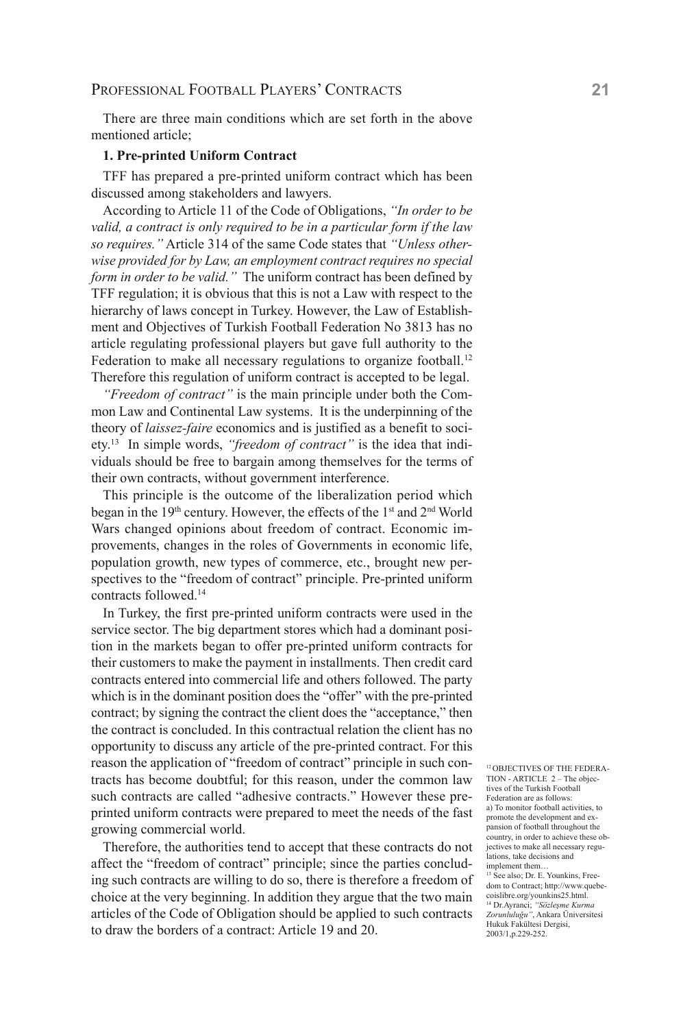There are three main conditions which are set forth in the above mentioned article;

**1. Pre-printed Uniform Contract**

TFF has prepared a pre-printed uniform contract which has been discussed among stakeholders and lawyers.

According to Article 11 of the Code of Obligations, *"In order to be valid, a contract is only required to be in a particular form if the law so requires."* Article 314 of the same Code states that *"Unless otherwise provided for by Law, an employment contract requires no special form in order to be valid."* The uniform contract has been defined by TFF regulation; it is obvious that this is not a Law with respect to the hierarchy of laws concept in Turkey. However, the Law of Establishment and Objectives of Turkish Football Federation No 3813 has no article regulating professional players but gave full authority to the Federation to make all necessary regulations to organize football.[12] Therefore this regulation of uniform contract is accepted to be legal.

*"Freedom of contract"* is the main principle under both the Common Law and Continental Law systems. It is the underpinning of the theory of *laissez-faire* economics and is justified as a benefit to society.[13] In simple words, *"freedom of contract"* is the idea that individuals should be free to bargain among themselves for the terms of their own contracts, without government interference.

This principle is the outcome of the liberalization period which began in the 19th century. However, the effects of the 1st and 2nd World Wars changed opinions about freedom of contract. Economic improvements, changes in the roles of Governments in economic life, population growth, new types of commerce, etc., brought new perspectives to the "freedom of contract" principle. Pre-printed uniform contracts followed.[14]

In Turkey, the first pre-printed uniform contracts were used in the service sector. The big department stores which had a dominant position in the markets began to offer pre-printed uniform contracts for their customers to make the payment in installments. Then credit card contracts entered into commercial life and others followed. The party which is in the dominant position does the "offer" with the pre-printed contract; by signing the contract the client does the "acceptance," then the contract is concluded. In this contractual relation the client has no opportunity to discuss any article of the pre-printed contract. For this reason the application of "freedom of contract" principle in such contracts has become doubtful; for this reason, under the common law such contracts are called "adhesive contracts." However these pre-printed uniform contracts were prepared to meet the needs of the fast growing commercial world.

Therefore, the authorities tend to accept that these contracts do not affect the "freedom of contract" principle; since the parties concluding such contracts are willing to do so, there is therefore a freedom of choice at the very beginning. In addition they argue that the two main articles of the Code of Obligation should be applied to such contracts to draw the borders of a contract: Article 19 and 20.

---

[12] OBJECTIVES OF THE FEDERATION - ARTICLE 2 – The objectives of the Turkish Football Federation are as follows:
a) To monitor football activities, to promote the development and expansion of football throughout the country, in order to achieve these objectives to make all necessary regulations, take decisions and implement them…

[13] See also; Dr. E. Younkins, Freedom to Contract; http://www.quebecoislibre.org/younkins25.html.

[14] Dr.Ayranci; *"Sözleşme Kurma Zorunluluğu"*, Ankara Üniversitesi Hukuk Fakültesi Dergisi, 2003/1,p.229-252.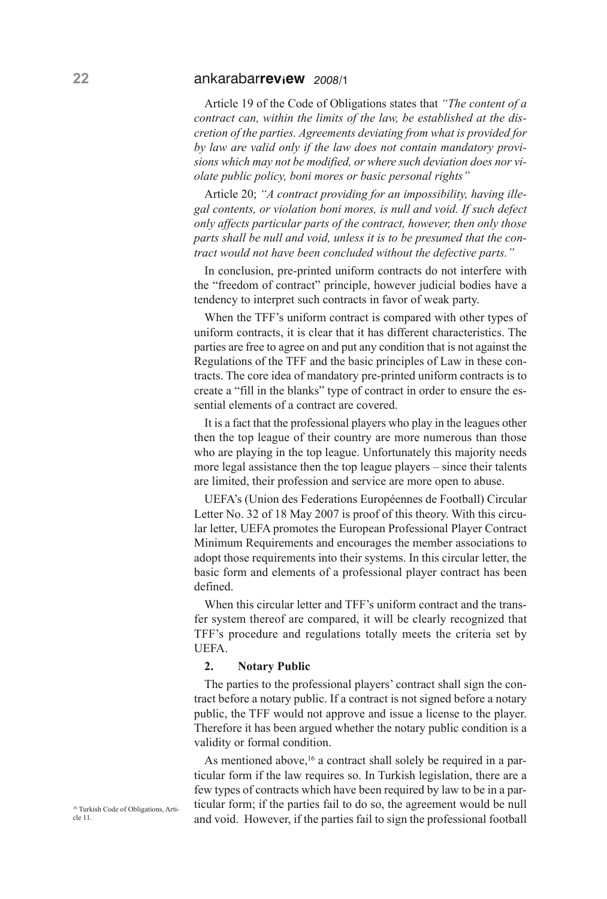Article 19 of the Code of Obligations states that *"The content of a contract can, within the limits of the law, be established at the discretion of the parties. Agreements deviating from what is provided for by law are valid only if the law does not contain mandatory provisions which may not be modified, or where such deviation does nor violate public policy, boni mores or basic personal rights"*

Article 20; *"A contract providing for an impossibility, having illegal contents, or violation boni mores, is null and void. If such defect only affects particular parts of the contract, however, then only those parts shall be null and void, unless it is to be presumed that the contract would not have been concluded without the defective parts."*

In conclusion, pre-printed uniform contracts do not interfere with the "freedom of contract" principle, however judicial bodies have a tendency to interpret such contracts in favor of weak party.

When the TFF's uniform contract is compared with other types of uniform contracts, it is clear that it has different characteristics. The parties are free to agree on and put any condition that is not against the Regulations of the TFF and the basic principles of Law in these contracts. The core idea of mandatory pre-printed uniform contracts is to create a "fill in the blanks" type of contract in order to ensure the essential elements of a contract are covered.

It is a fact that the professional players who play in the leagues other then the top league of their country are more numerous than those who are playing in the top league. Unfortunately this majority needs more legal assistance then the top league players – since their talents are limited, their profession and service are more open to abuse.

UEFA's (Union des Federations Européennes de Football) Circular Letter No. 32 of 18 May 2007 is proof of this theory. With this circular letter, UEFA promotes the European Professional Player Contract Minimum Requirements and encourages the member associations to adopt those requirements into their systems. In this circular letter, the basic form and elements of a professional player contract has been defined.

When this circular letter and TFF's uniform contract and the transfer system thereof are compared, it will be clearly recognized that TFF's procedure and regulations totally meets the criteria set by UEFA.

### 2. Notary Public

The parties to the professional players' contract shall sign the contract before a notary public. If a contract is not signed before a notary public, the TFF would not approve and issue a license to the player. Therefore it has been argued whether the notary public condition is a validity or formal condition.

As mentioned above,[16] a contract shall solely be required in a particular form if the law requires so. In Turkish legislation, there are a few types of contracts which have been required by law to be in a particular form; if the parties fail to do so, the agreement would be null and void. However, if the parties fail to sign the professional football

[16] Turkish Code of Obligations, Article 11.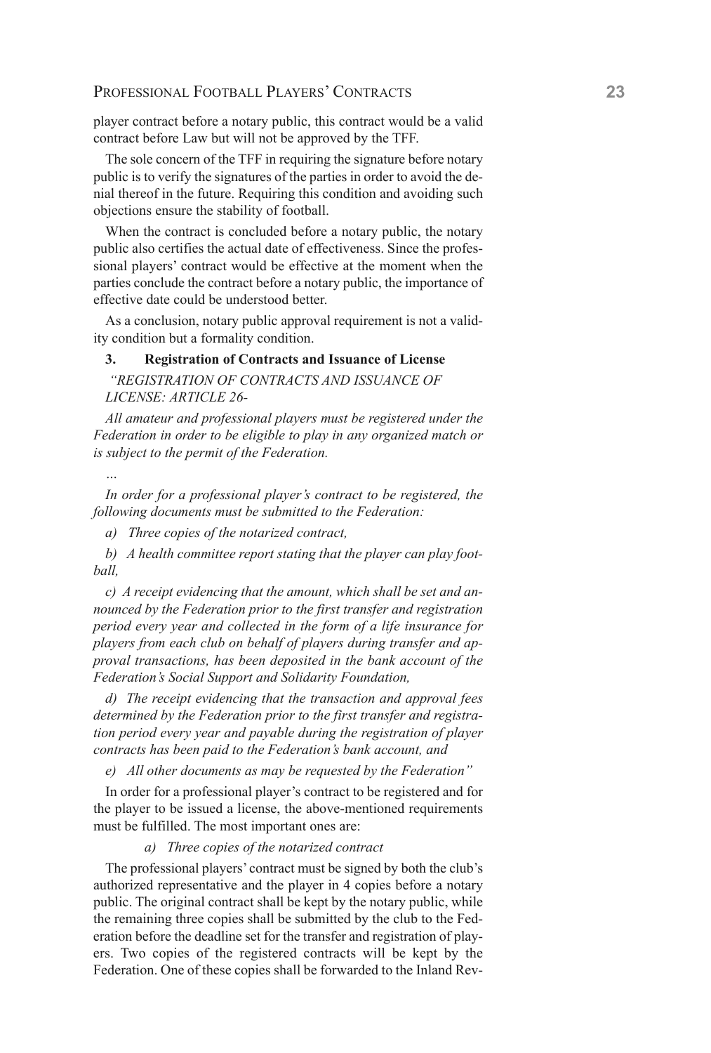player contract before a notary public, this contract would be a valid contract before Law but will not be approved by the TFF.

The sole concern of the TFF in requiring the signature before notary public is to verify the signatures of the parties in order to avoid the denial thereof in the future. Requiring this condition and avoiding such objections ensure the stability of football.

When the contract is concluded before a notary public, the notary public also certifies the actual date of effectiveness. Since the professional players' contract would be effective at the moment when the parties conclude the contract before a notary public, the importance of effective date could be understood better.

As a conclusion, notary public approval requirement is not a validity condition but a formality condition.

### 3. Registration of Contracts and Issuance of License

*"REGISTRATION OF CONTRACTS AND ISSUANCE OF LICENSE: ARTICLE 26-*

*All amateur and professional players must be registered under the Federation in order to be eligible to play in any organized match or is subject to the permit of the Federation.*

*…*

*In order for a professional player's contract to be registered, the following documents must be submitted to the Federation:*

*a) Three copies of the notarized contract,*

*b) A health committee report stating that the player can play football,*

*c) A receipt evidencing that the amount, which shall be set and announced by the Federation prior to the first transfer and registration period every year and collected in the form of a life insurance for players from each club on behalf of players during transfer and approval transactions, has been deposited in the bank account of the Federation's Social Support and Solidarity Foundation,*

*d) The receipt evidencing that the transaction and approval fees determined by the Federation prior to the first transfer and registration period every year and payable during the registration of player contracts has been paid to the Federation's bank account, and*

*e) All other documents as may be requested by the Federation"*

In order for a professional player's contract to be registered and for the player to be issued a license, the above-mentioned requirements must be fulfilled. The most important ones are:

*a) Three copies of the notarized contract*

The professional players' contract must be signed by both the club's authorized representative and the player in 4 copies before a notary public. The original contract shall be kept by the notary public, while the remaining three copies shall be submitted by the club to the Federation before the deadline set for the transfer and registration of players. Two copies of the registered contracts will be kept by the Federation. One of these copies shall be forwarded to the Inland Rev-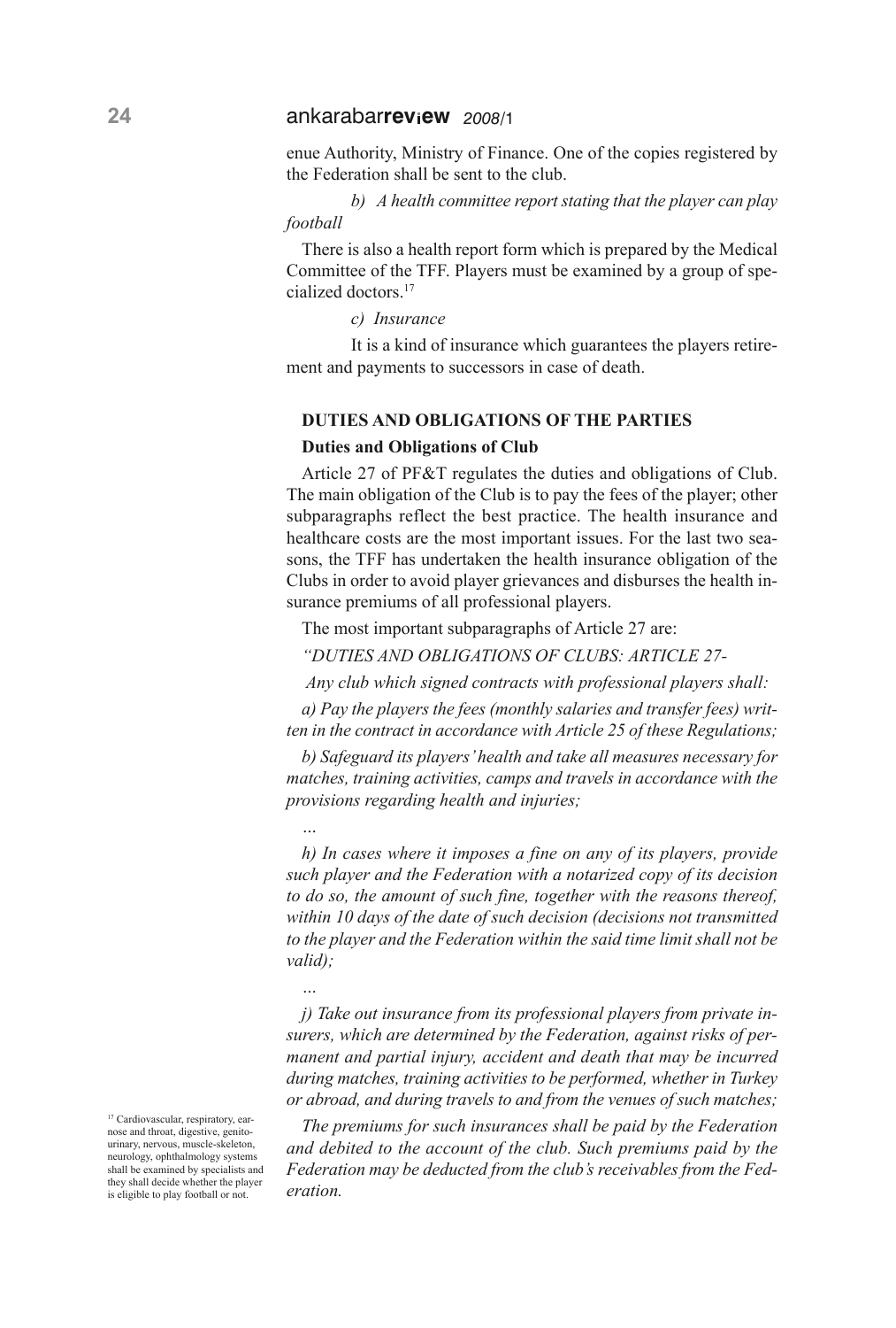enue Authority, Ministry of Finance. One of the copies registered by the Federation shall be sent to the club.

*b) A health committee report stating that the player can play football*

There is also a health report form which is prepared by the Medical Committee of the TFF. Players must be examined by a group of specialized doctors.[17]

*c) Insurance*

It is a kind of insurance which guarantees the players retirement and payments to successors in case of death.

## DUTIES AND OBLIGATIONS OF THE PARTIES

### Duties and Obligations of Club

Article 27 of PF&T regulates the duties and obligations of Club. The main obligation of the Club is to pay the fees of the player; other subparagraphs reflect the best practice. The health insurance and healthcare costs are the most important issues. For the last two seasons, the TFF has undertaken the health insurance obligation of the Clubs in order to avoid player grievances and disburses the health insurance premiums of all professional players.

The most important subparagraphs of Article 27 are:

*"DUTIES AND OBLIGATIONS OF CLUBS: ARTICLE 27-*

*Any club which signed contracts with professional players shall:*

*a) Pay the players the fees (monthly salaries and transfer fees) written in the contract in accordance with Article 25 of these Regulations;*

*b) Safeguard its players' health and take all measures necessary for matches, training activities, camps and travels in accordance with the provisions regarding health and injuries;*

*...*

*h) In cases where it imposes a fine on any of its players, provide such player and the Federation with a notarized copy of its decision to do so, the amount of such fine, together with the reasons thereof, within 10 days of the date of such decision (decisions not transmitted to the player and the Federation within the said time limit shall not be valid);*

*...*

*j) Take out insurance from its professional players from private insurers, which are determined by the Federation, against risks of permanent and partial injury, accident and death that may be incurred during matches, training activities to be performed, whether in Turkey or abroad, and during travels to and from the venues of such matches;*

*The premiums for such insurances shall be paid by the Federation and debited to the account of the club. Such premiums paid by the Federation may be deducted from the club's receivables from the Federation.*

[17] Cardiovascular, respiratory, ear-nose and throat, digestive, genito-urinary, nervous, muscle-skeleton, neurology, ophthalmology systems shall be examined by specialists and they shall decide whether the player is eligible to play football or not.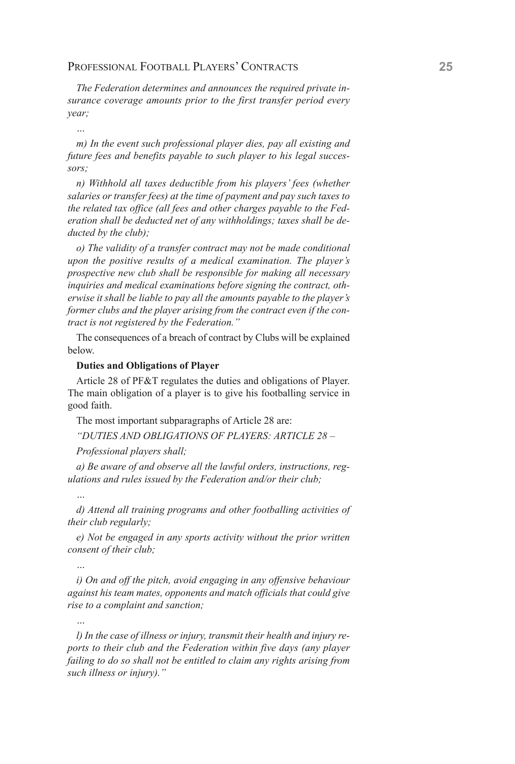*The Federation determines and announces the required private insurance coverage amounts prior to the first transfer period every year;*

*…*

*m) In the event such professional player dies, pay all existing and future fees and benefits payable to such player to his legal successors;*

*n) Withhold all taxes deductible from his players' fees (whether salaries or transfer fees) at the time of payment and pay such taxes to the related tax office (all fees and other charges payable to the Federation shall be deducted net of any withholdings; taxes shall be deducted by the club);*

*o) The validity of a transfer contract may not be made conditional upon the positive results of a medical examination. The player's prospective new club shall be responsible for making all necessary inquiries and medical examinations before signing the contract, otherwise it shall be liable to pay all the amounts payable to the player's former clubs and the player arising from the contract even if the contract is not registered by the Federation."*

The consequences of a breach of contract by Clubs will be explained below.

**Duties and Obligations of Player**

Article 28 of PF&T regulates the duties and obligations of Player. The main obligation of a player is to give his footballing service in good faith.

The most important subparagraphs of Article 28 are:

*"DUTIES AND OBLIGATIONS OF PLAYERS: ARTICLE 28 –*

*Professional players shall;*

*a) Be aware of and observe all the lawful orders, instructions, regulations and rules issued by the Federation and/or their club;*

*…*

*d) Attend all training programs and other footballing activities of their club regularly;*

*e) Not be engaged in any sports activity without the prior written consent of their club;*

*…*

*i) On and off the pitch, avoid engaging in any offensive behaviour against his team mates, opponents and match officials that could give rise to a complaint and sanction;*

*…*

*l) In the case of illness or injury, transmit their health and injury reports to their club and the Federation within five days (any player failing to do so shall not be entitled to claim any rights arising from such illness or injury)."*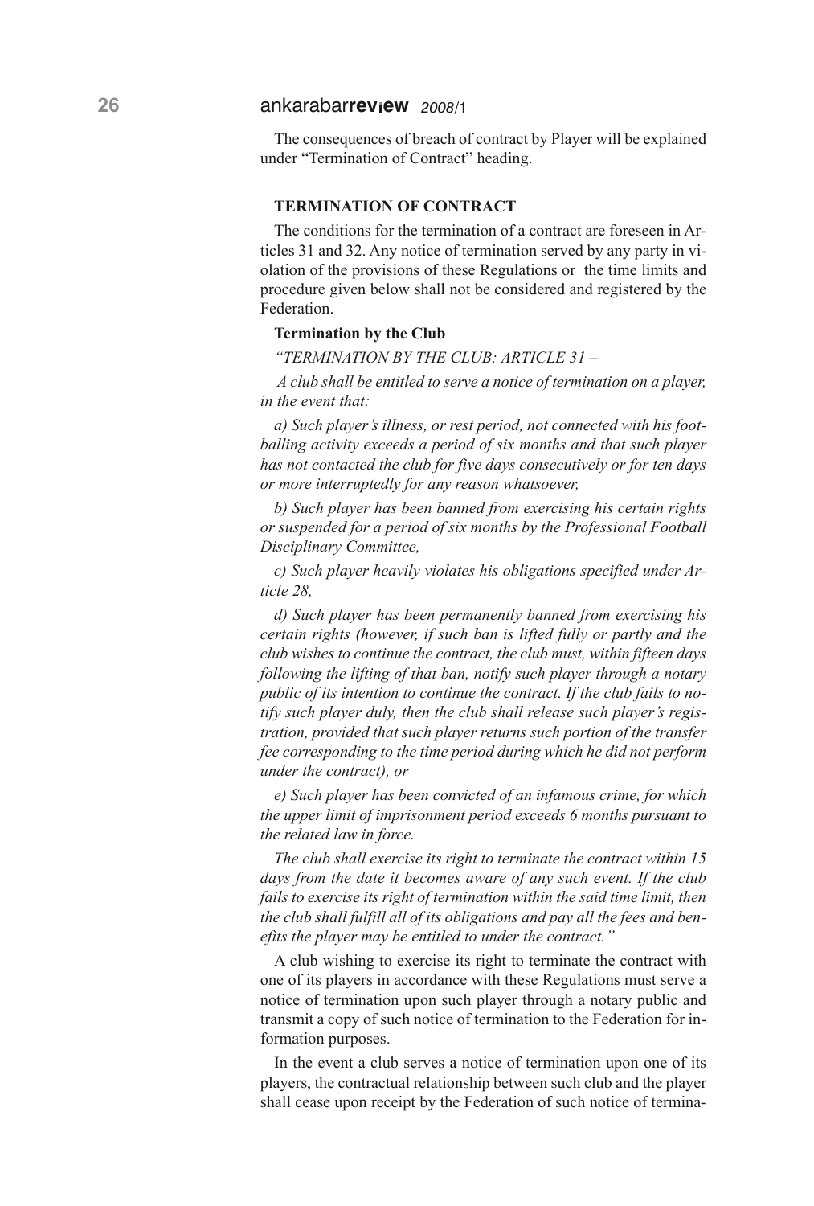The consequences of breach of contract by Player will be explained under "Termination of Contract" heading.

## TERMINATION OF CONTRACT

The conditions for the termination of a contract are foreseen in Articles 31 and 32. Any notice of termination served by any party in violation of the provisions of these Regulations or the time limits and procedure given below shall not be considered and registered by the Federation.

### Termination by the Club

*"TERMINATION BY THE CLUB: ARTICLE 31 –*

*A club shall be entitled to serve a notice of termination on a player, in the event that:*

*a) Such player's illness, or rest period, not connected with his footballing activity exceeds a period of six months and that such player has not contacted the club for five days consecutively or for ten days or more interruptedly for any reason whatsoever,*

*b) Such player has been banned from exercising his certain rights or suspended for a period of six months by the Professional Football Disciplinary Committee,*

*c) Such player heavily violates his obligations specified under Article 28,*

*d) Such player has been permanently banned from exercising his certain rights (however, if such ban is lifted fully or partly and the club wishes to continue the contract, the club must, within fifteen days following the lifting of that ban, notify such player through a notary public of its intention to continue the contract. If the club fails to notify such player duly, then the club shall release such player's registration, provided that such player returns such portion of the transfer fee corresponding to the time period during which he did not perform under the contract), or*

*e) Such player has been convicted of an infamous crime, for which the upper limit of imprisonment period exceeds 6 months pursuant to the related law in force.*

*The club shall exercise its right to terminate the contract within 15 days from the date it becomes aware of any such event. If the club fails to exercise its right of termination within the said time limit, then the club shall fulfill all of its obligations and pay all the fees and benefits the player may be entitled to under the contract."*

A club wishing to exercise its right to terminate the contract with one of its players in accordance with these Regulations must serve a notice of termination upon such player through a notary public and transmit a copy of such notice of termination to the Federation for information purposes.

In the event a club serves a notice of termination upon one of its players, the contractual relationship between such club and the player shall cease upon receipt by the Federation of such notice of termina-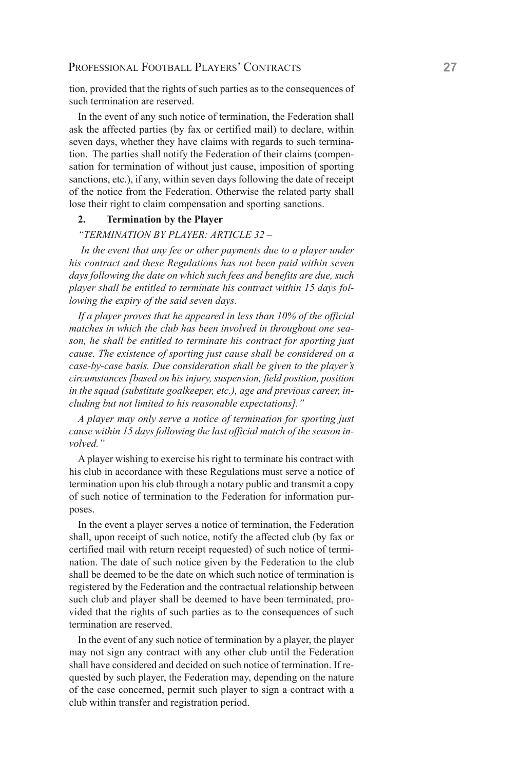tion, provided that the rights of such parties as to the consequences of such termination are reserved.

In the event of any such notice of termination, the Federation shall ask the affected parties (by fax or certified mail) to declare, within seven days, whether they have claims with regards to such termination. The parties shall notify the Federation of their claims (compensation for termination of without just cause, imposition of sporting sanctions, etc.), if any, within seven days following the date of receipt of the notice from the Federation. Otherwise the related party shall lose their right to claim compensation and sporting sanctions.

**2. Termination by the Player**

*"TERMINATION BY PLAYER: ARTICLE 32 –*

*In the event that any fee or other payments due to a player under his contract and these Regulations has not been paid within seven days following the date on which such fees and benefits are due, such player shall be entitled to terminate his contract within 15 days following the expiry of the said seven days.*

*If a player proves that he appeared in less than 10% of the official matches in which the club has been involved in throughout one season, he shall be entitled to terminate his contract for sporting just cause. The existence of sporting just cause shall be considered on a case-by-case basis. Due consideration shall be given to the player's circumstances [based on his injury, suspension, field position, position in the squad (substitute goalkeeper, etc.), age and previous career, including but not limited to his reasonable expectations]."*

*A player may only serve a notice of termination for sporting just cause within 15 days following the last official match of the season involved."*

A player wishing to exercise his right to terminate his contract with his club in accordance with these Regulations must serve a notice of termination upon his club through a notary public and transmit a copy of such notice of termination to the Federation for information purposes.

In the event a player serves a notice of termination, the Federation shall, upon receipt of such notice, notify the affected club (by fax or certified mail with return receipt requested) of such notice of termination. The date of such notice given by the Federation to the club shall be deemed to be the date on which such notice of termination is registered by the Federation and the contractual relationship between such club and player shall be deemed to have been terminated, provided that the rights of such parties as to the consequences of such termination are reserved.

In the event of any such notice of termination by a player, the player may not sign any contract with any other club until the Federation shall have considered and decided on such notice of termination. If requested by such player, the Federation may, depending on the nature of the case concerned, permit such player to sign a contract with a club within transfer and registration period.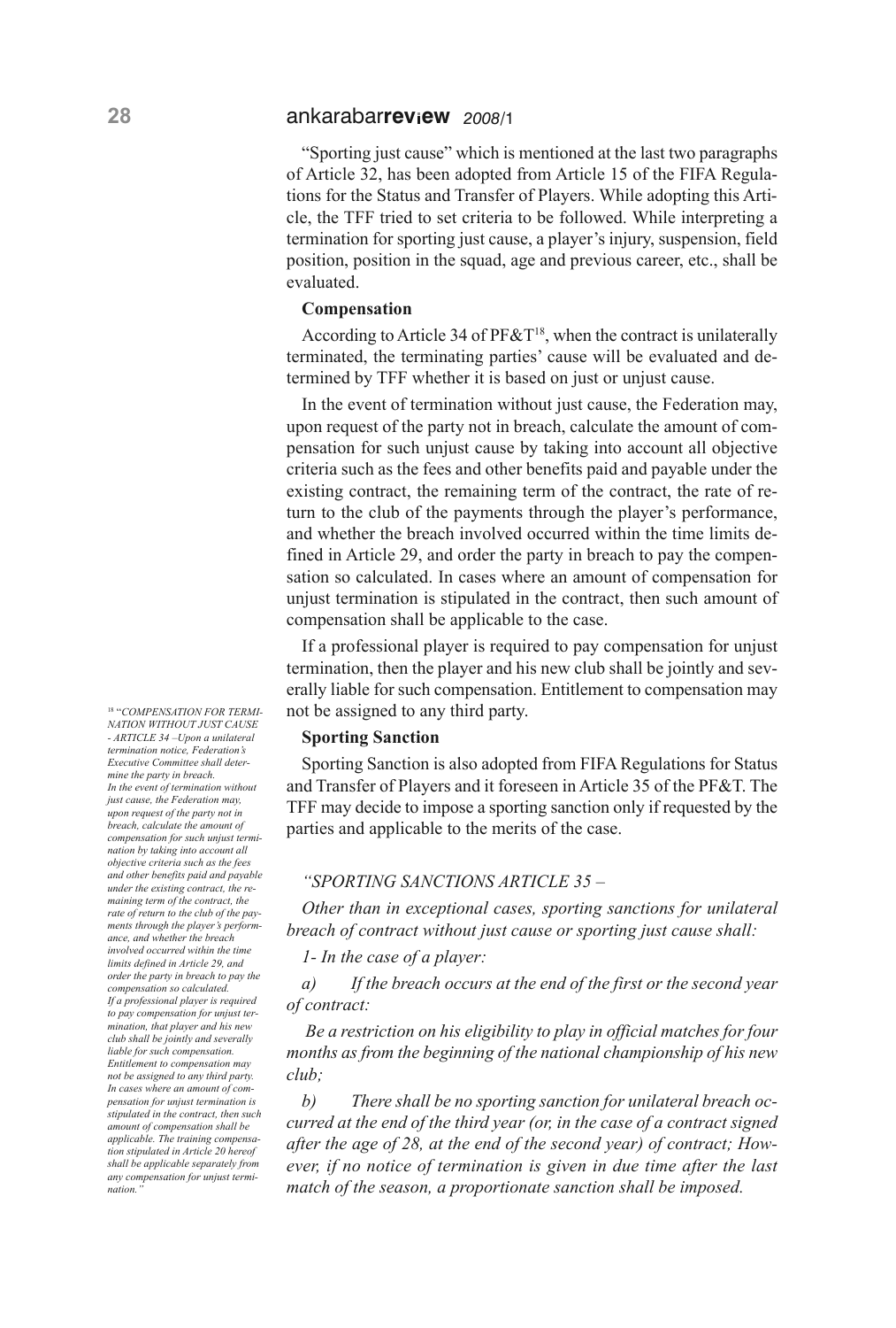"Sporting just cause" which is mentioned at the last two paragraphs of Article 32, has been adopted from Article 15 of the FIFA Regulations for the Status and Transfer of Players. While adopting this Article, the TFF tried to set criteria to be followed. While interpreting a termination for sporting just cause, a player's injury, suspension, field position, position in the squad, age and previous career, etc., shall be evaluated.

**Compensation**

According to Article 34 of PF&T[18], when the contract is unilaterally terminated, the terminating parties' cause will be evaluated and determined by TFF whether it is based on just or unjust cause.

In the event of termination without just cause, the Federation may, upon request of the party not in breach, calculate the amount of compensation for such unjust cause by taking into account all objective criteria such as the fees and other benefits paid and payable under the existing contract, the remaining term of the contract, the rate of return to the club of the payments through the player's performance, and whether the breach involved occurred within the time limits defined in Article 29, and order the party in breach to pay the compensation so calculated. In cases where an amount of compensation for unjust termination is stipulated in the contract, then such amount of compensation shall be applicable to the case.

If a professional player is required to pay compensation for unjust termination, then the player and his new club shall be jointly and severally liable for such compensation. Entitlement to compensation may not be assigned to any third party.

**Sporting Sanction**

Sporting Sanction is also adopted from FIFA Regulations for Status and Transfer of Players and it foreseen in Article 35 of the PF&T. The TFF may decide to impose a sporting sanction only if requested by the parties and applicable to the merits of the case.

*"SPORTING SANCTIONS ARTICLE 35 –*

*Other than in exceptional cases, sporting sanctions for unilateral breach of contract without just cause or sporting just cause shall:*

*1- In the case of a player:*

*a) If the breach occurs at the end of the first or the second year of contract:*

*Be a restriction on his eligibility to play in official matches for four months as from the beginning of the national championship of his new club;*

*b) There shall be no sporting sanction for unilateral breach occurred at the end of the third year (or, in the case of a contract signed after the age of 28, at the end of the second year) of contract; However, if no notice of termination is given in due time after the last match of the season, a proportionate sanction shall be imposed.*

[18] *"COMPENSATION FOR TERMINATION WITHOUT JUST CAUSE - ARTICLE 34 –Upon a unilateral termination notice, Federation's Executive Committee shall determine the party in breach. In the event of termination without just cause, the Federation may, upon request of the party not in breach, calculate the amount of compensation for such unjust termination by taking into account all objective criteria such as the fees and other benefits paid and payable under the existing contract, the remaining term of the contract, the rate of return to the club of the payments through the player's performance, and whether the breach involved occurred within the time limits defined in Article 29, and order the party in breach to pay the compensation so calculated. If a professional player is required to pay compensation for unjust termination, that player and his new club shall be jointly and severally liable for such compensation. Entitlement to compensation may not be assigned to any third party. In cases where an amount of compensation for unjust termination is stipulated in the contract, then such amount of compensation shall be applicable. The training compensation stipulated in Article 20 hereof shall be applicable separately from any compensation for unjust termination."*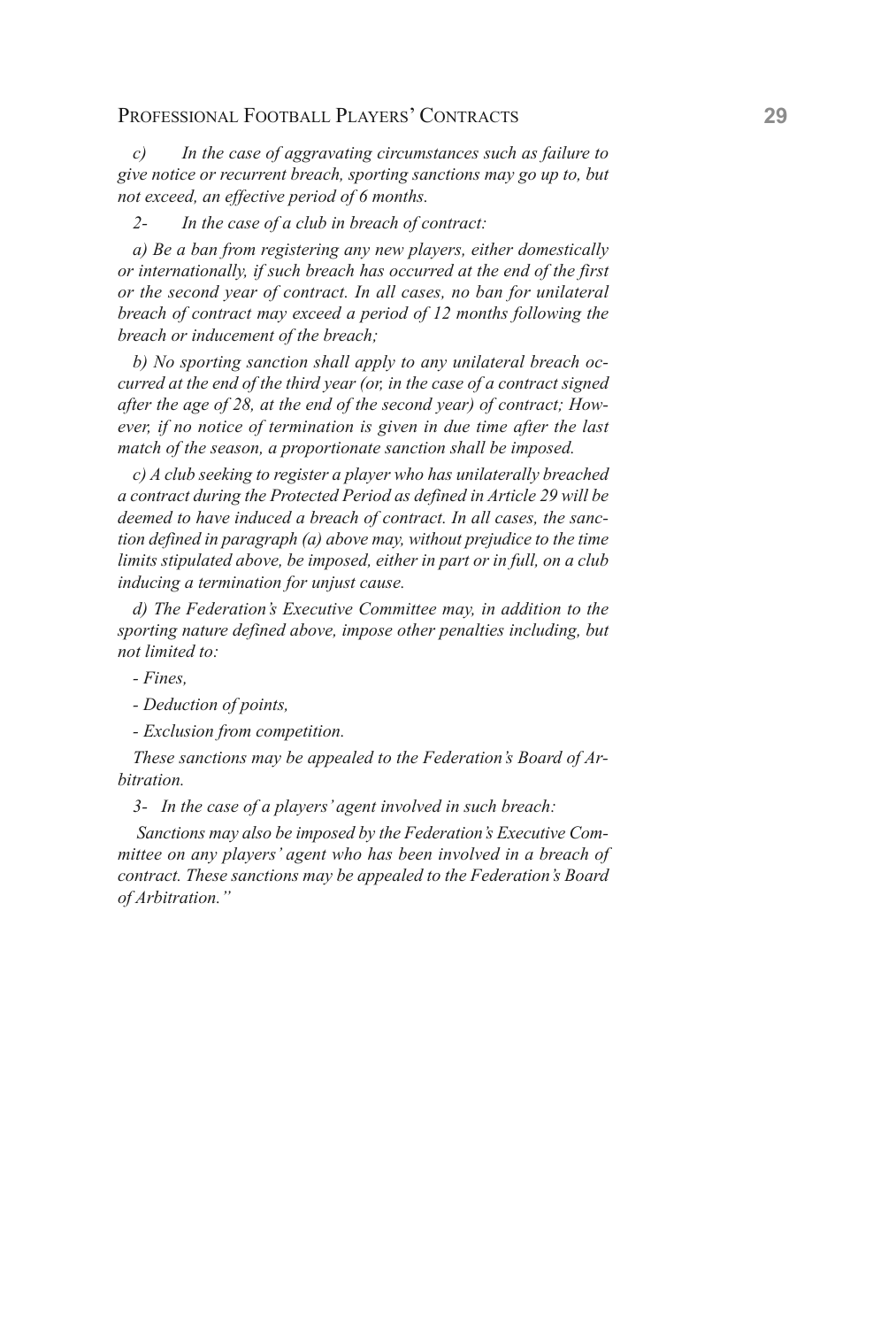*c) In the case of aggravating circumstances such as failure to give notice or recurrent breach, sporting sanctions may go up to, but not exceed, an effective period of 6 months.*

*2- In the case of a club in breach of contract:*

*a) Be a ban from registering any new players, either domestically or internationally, if such breach has occurred at the end of the first or the second year of contract. In all cases, no ban for unilateral breach of contract may exceed a period of 12 months following the breach or inducement of the breach;*

*b) No sporting sanction shall apply to any unilateral breach occurred at the end of the third year (or, in the case of a contract signed after the age of 28, at the end of the second year) of contract; However, if no notice of termination is given in due time after the last match of the season, a proportionate sanction shall be imposed.*

*c) A club seeking to register a player who has unilaterally breached a contract during the Protected Period as defined in Article 29 will be deemed to have induced a breach of contract. In all cases, the sanction defined in paragraph (a) above may, without prejudice to the time limits stipulated above, be imposed, either in part or in full, on a club inducing a termination for unjust cause.*

*d) The Federation's Executive Committee may, in addition to the sporting nature defined above, impose other penalties including, but not limited to:*

*- Fines,*

*- Deduction of points,*

*- Exclusion from competition.*

*These sanctions may be appealed to the Federation's Board of Arbitration.*

*3- In the case of a players' agent involved in such breach:*

*Sanctions may also be imposed by the Federation's Executive Committee on any players' agent who has been involved in a breach of contract. These sanctions may be appealed to the Federation's Board of Arbitration."*